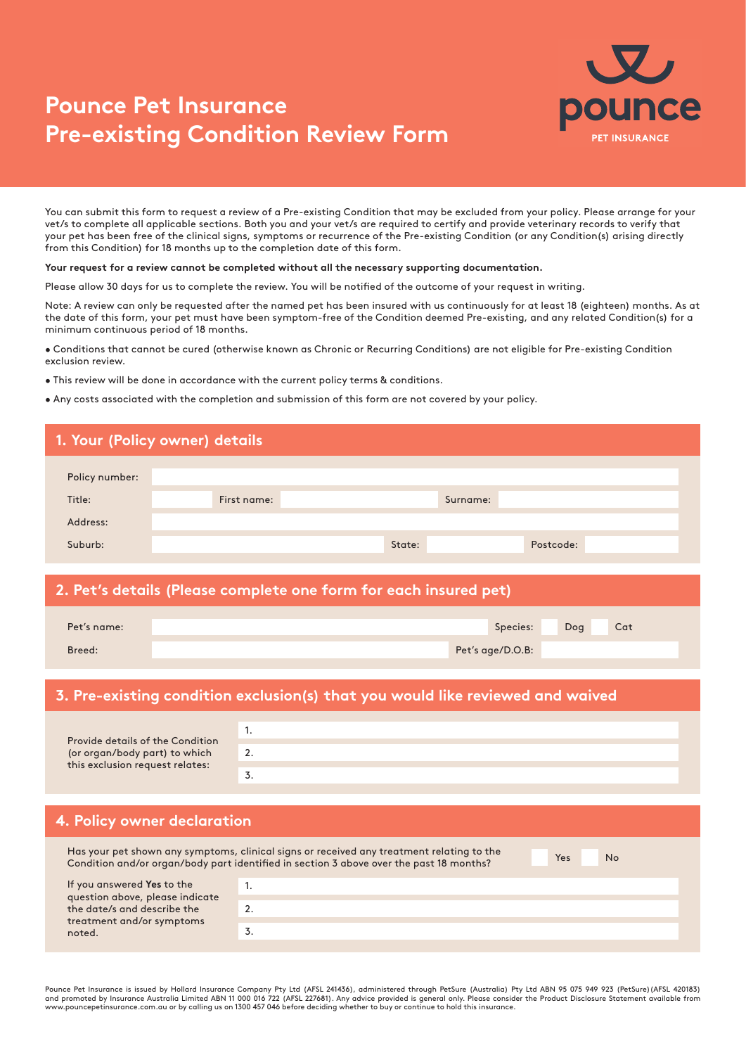# Pounce Pet Insurance
# Pre-existing Condition Review Form

pounce
PET INSURANCE

You can submit this form to request a review of a Pre-existing Condition that may be excluded from your policy. Please arrange for your vet/s to complete all applicable sections. Both you and your vet/s are required to certify and provide veterinary records to verify that your pet has been free of the clinical signs, symptoms or recurrence of the Pre-existing Condition (or any Condition(s) arising directly from this Condition) for 18 months up to the completion date of this form.

**Your request for a review cannot be completed without all the necessary supporting documentation.**

Please allow 30 days for us to complete the review. You will be notified of the outcome of your request in writing.

Note: A review can only be requested after the named pet has been insured with us continuously for at least 18 (eighteen) months. As at the date of this form, your pet must have been symptom-free of the Condition deemed Pre-existing, and any related Condition(s) for a minimum continuous period of 18 months.

- Conditions that cannot be cured (otherwise known as Chronic or Recurring Conditions) are not eligible for Pre-existing Condition exclusion review.
- This review will be done in accordance with the current policy terms & conditions.
- Any costs associated with the completion and submission of this form are not covered by your policy.

## 1. Your (Policy owner) details

| | | | | | |
|---|---|---|---|---|---|
| Policy number: | | | | | |
| Title: | | First name: | | Surname: | |
| Address: | | | | | |
| Suburb: | | State: | | Postcode: | |

## 2. Pet's details (Please complete one form for each insured pet)

| | | | |
|---|---|---|---|
| Pet's name: | | Species: | ☐ Dog ☐ Cat |
| Breed: | | Pet's age/D.O.B: | |

## 3. Pre-existing condition exclusion(s) that you would like reviewed and waived

| | |
|---|---|
| Provide details of the Condition (or organ/body part) to which this exclusion request relates: | 1. |
| | 2. |
| | 3. |

## 4. Policy owner declaration

Has your pet shown any symptoms, clinical signs or received any treatment relating to the Condition and/or organ/body part identified in section 3 above over the past 18 months? ☐ Yes ☐ No

| | |
|---|---|
| If you answered **Yes** to the question above, please indicate the date/s and describe the treatment and/or symptoms noted. | 1. |
| | 2. |
| | 3. |

Pounce Pet Insurance is issued by Hollard Insurance Company Pty Ltd (AFSL 241436), administered through PetSure (Australia) Pty Ltd ABN 95 075 949 923 (PetSure) (AFSL 420183) and promoted by Insurance Australia Limited ABN 11 000 016 722 (AFSL 227681). Any advice provided is general only. Please consider the Product Disclosure Statement available from www.pouncepetinsurance.com.au or by calling us on 1300 457 046 before deciding whether to buy or continue to hold this insurance.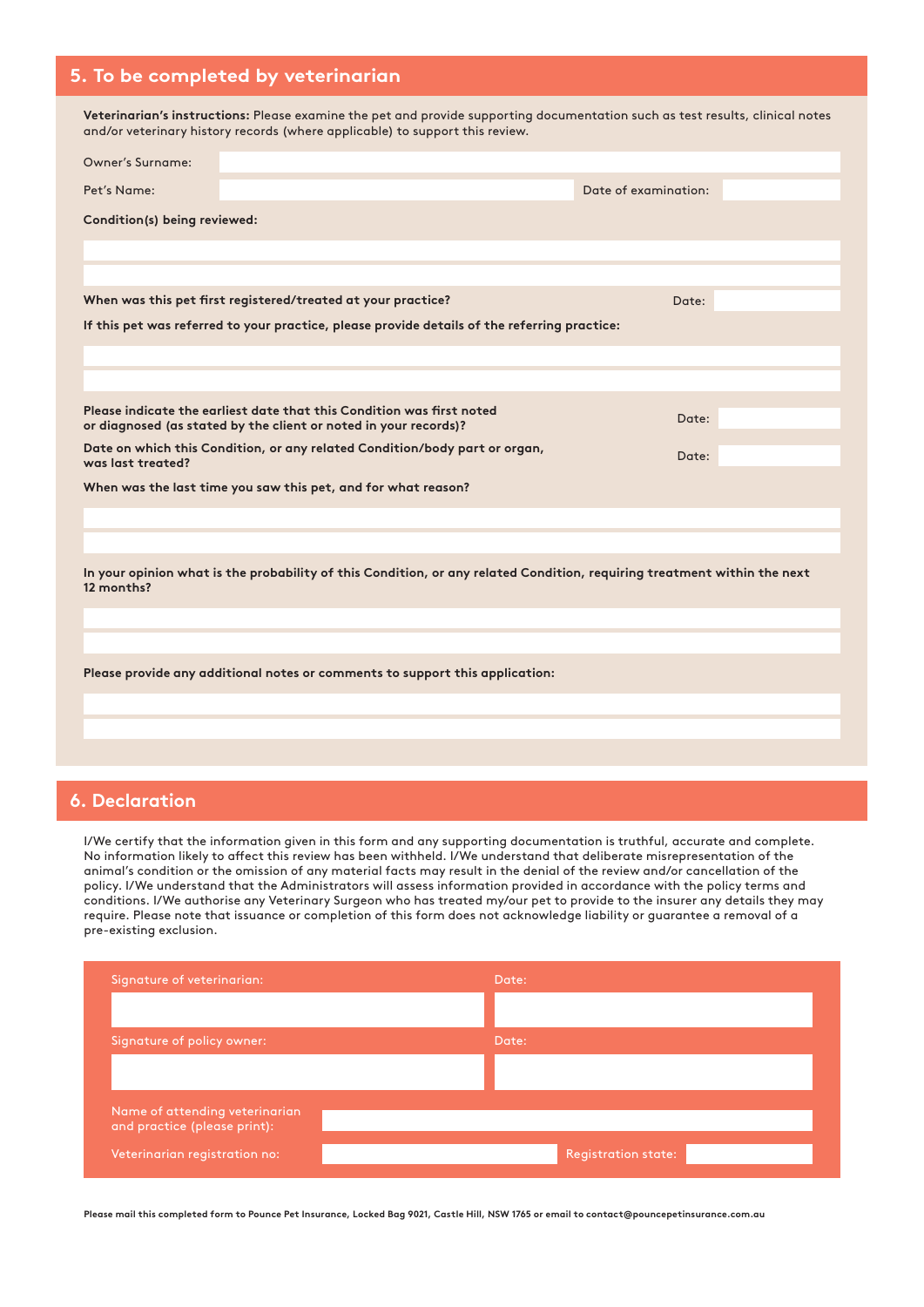## 5. To be completed by veterinarian

**Veterinarian's instructions:** Please examine the pet and provide supporting documentation such as test results, clinical notes and/or veterinary history records (where applicable) to support this review.

Owner's Surname:

Pet's Name: Date of examination:

**Condition(s) being reviewed:**

**When was this pet first registered/treated at your practice?** Date:

**If this pet was referred to your practice, please provide details of the referring practice:**

**Please indicate the earliest date that this Condition was first noted or diagnosed (as stated by the client or noted in your records)?** Date:

**Date on which this Condition, or any related Condition/body part or organ, was last treated?** Date:

**When was the last time you saw this pet, and for what reason?**

**In your opinion what is the probability of this Condition, or any related Condition, requiring treatment within the next 12 months?**

**Please provide any additional notes or comments to support this application:**

## 6. Declaration

I/We certify that the information given in this form and any supporting documentation is truthful, accurate and complete. No information likely to affect this review has been withheld. I/We understand that deliberate misrepresentation of the animal's condition or the omission of any material facts may result in the denial of the review and/or cancellation of the policy. I/We understand that the Administrators will assess information provided in accordance with the policy terms and conditions. I/We authorise any Veterinary Surgeon who has treated my/our pet to provide to the insurer any details they may require. Please note that issuance or completion of this form does not acknowledge liability or guarantee a removal of a pre-existing exclusion.

Signature of veterinarian: Date:

Signature of policy owner: Date:

Name of attending veterinarian and practice (please print):

Veterinarian registration no: Registration state:

**Please mail this completed form to Pounce Pet Insurance, Locked Bag 9021, Castle Hill, NSW 1765 or email to contact@pouncepetinsurance.com.au**